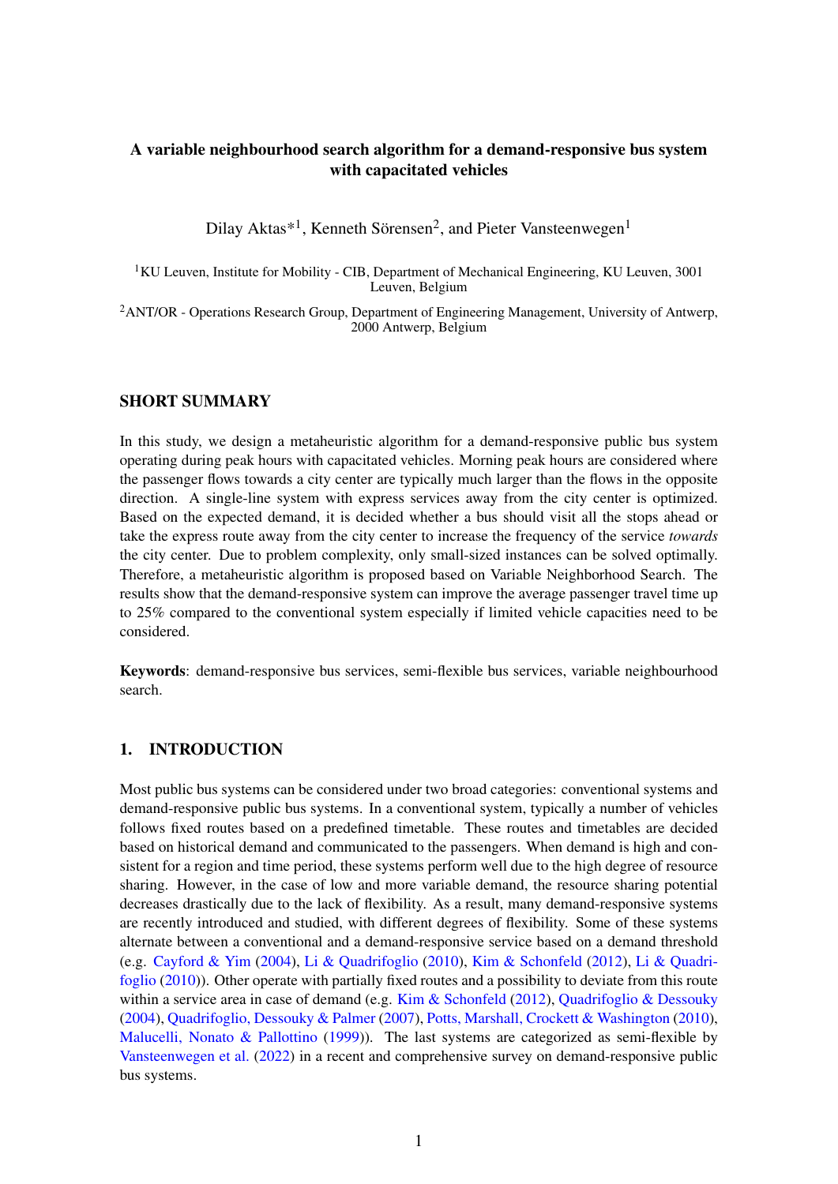# A variable neighbourhood search algorithm for a demand-responsive bus system with capacitated vehicles

Dilay Aktas*[1], Kenneth Sörensen[2], and Pieter Vansteenwegen[1]

[1]KU Leuven, Institute for Mobility - CIB, Department of Mechanical Engineering, KU Leuven, 3001 Leuven, Belgium

[2]ANT/OR - Operations Research Group, Department of Engineering Management, University of Antwerp, 2000 Antwerp, Belgium

## SHORT SUMMARY

In this study, we design a metaheuristic algorithm for a demand-responsive public bus system operating during peak hours with capacitated vehicles. Morning peak hours are considered where the passenger flows towards a city center are typically much larger than the flows in the opposite direction. A single-line system with express services away from the city center is optimized. Based on the expected demand, it is decided whether a bus should visit all the stops ahead or take the express route away from the city center to increase the frequency of the service *towards* the city center. Due to problem complexity, only small-sized instances can be solved optimally. Therefore, a metaheuristic algorithm is proposed based on Variable Neighborhood Search. The results show that the demand-responsive system can improve the average passenger travel time up to 25% compared to the conventional system especially if limited vehicle capacities need to be considered.

**Keywords**: demand-responsive bus services, semi-flexible bus services, variable neighbourhood search.

## 1. INTRODUCTION

Most public bus systems can be considered under two broad categories: conventional systems and demand-responsive public bus systems. In a conventional system, typically a number of vehicles follows fixed routes based on a predefined timetable. These routes and timetables are decided based on historical demand and communicated to the passengers. When demand is high and consistent for a region and time period, these systems perform well due to the high degree of resource sharing. However, in the case of low and more variable demand, the resource sharing potential decreases drastically due to the lack of flexibility. As a result, many demand-responsive systems are recently introduced and studied, with different degrees of flexibility. Some of these systems alternate between a conventional and a demand-responsive service based on a demand threshold (e.g. Cayford & Yim (2004), Li & Quadrifoglio (2010), Kim & Schonfeld (2012), Li & Quadrifoglio (2010)). Other operate with partially fixed routes and a possibility to deviate from this route within a service area in case of demand (e.g. Kim & Schonfeld (2012), Quadrifoglio & Dessouky (2004), Quadrifoglio, Dessouky & Palmer (2007), Potts, Marshall, Crockett & Washington (2010), Malucelli, Nonato & Pallottino (1999)). The last systems are categorized as semi-flexible by Vansteenwegen et al. (2022) in a recent and comprehensive survey on demand-responsive public bus systems.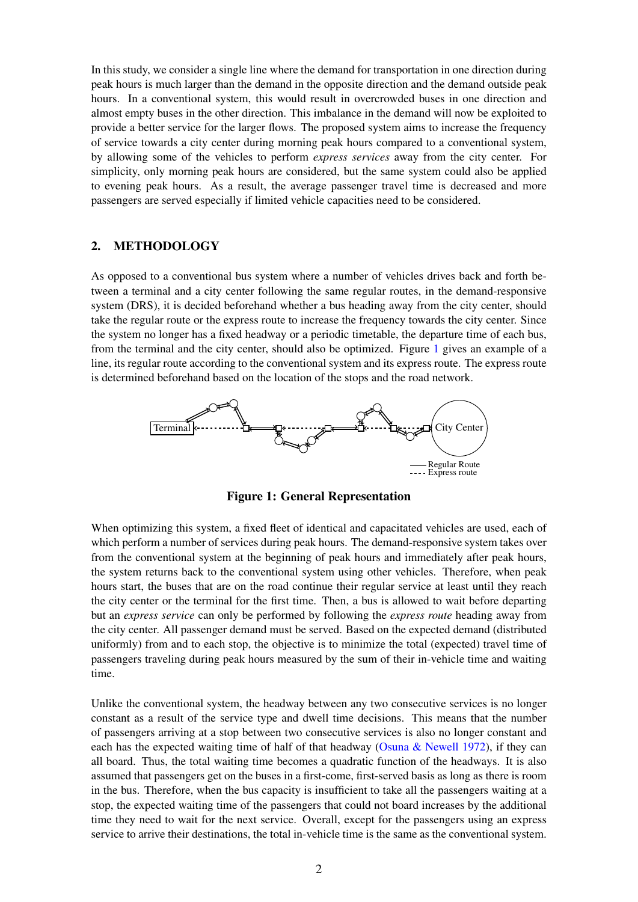In this study, we consider a single line where the demand for transportation in one direction during peak hours is much larger than the demand in the opposite direction and the demand outside peak hours. In a conventional system, this would result in overcrowded buses in one direction and almost empty buses in the other direction. This imbalance in the demand will now be exploited to provide a better service for the larger flows. The proposed system aims to increase the frequency of service towards a city center during morning peak hours compared to a conventional system, by allowing some of the vehicles to perform *express services* away from the city center. For simplicity, only morning peak hours are considered, but the same system could also be applied to evening peak hours. As a result, the average passenger travel time is decreased and more passengers are served especially if limited vehicle capacities need to be considered.

## 2. METHODOLOGY

As opposed to a conventional bus system where a number of vehicles drives back and forth between a terminal and a city center following the same regular routes, in the demand-responsive system (DRS), it is decided beforehand whether a bus heading away from the city center, should take the regular route or the express route to increase the frequency towards the city center. Since the system no longer has a fixed headway or a periodic timetable, the departure time of each bus, from the terminal and the city center, should also be optimized. Figure 1 gives an example of a line, its regular route according to the conventional system and its express route. The express route is determined beforehand based on the location of the stops and the road network.

Terminal — City Center

—— Regular Route
- - - - Express route

**Figure 1: General Representation**

When optimizing this system, a fixed fleet of identical and capacitated vehicles are used, each of which perform a number of services during peak hours. The demand-responsive system takes over from the conventional system at the beginning of peak hours and immediately after peak hours, the system returns back to the conventional system using other vehicles. Therefore, when peak hours start, the buses that are on the road continue their regular service at least until they reach the city center or the terminal for the first time. Then, a bus is allowed to wait before departing but an *express service* can only be performed by following the *express route* heading away from the city center. All passenger demand must be served. Based on the expected demand (distributed uniformly) from and to each stop, the objective is to minimize the total (expected) travel time of passengers traveling during peak hours measured by the sum of their in-vehicle time and waiting time.

Unlike the conventional system, the headway between any two consecutive services is no longer constant as a result of the service type and dwell time decisions. This means that the number of passengers arriving at a stop between two consecutive services is also no longer constant and each has the expected waiting time of half of that headway (Osuna & Newell 1972), if they can all board. Thus, the total waiting time becomes a quadratic function of the headways. It is also assumed that passengers get on the buses in a first-come, first-served basis as long as there is room in the bus. Therefore, when the bus capacity is insufficient to take all the passengers waiting at a stop, the expected waiting time of the passengers that could not board increases by the additional time they need to wait for the next service. Overall, except for the passengers using an express service to arrive their destinations, the total in-vehicle time is the same as the conventional system.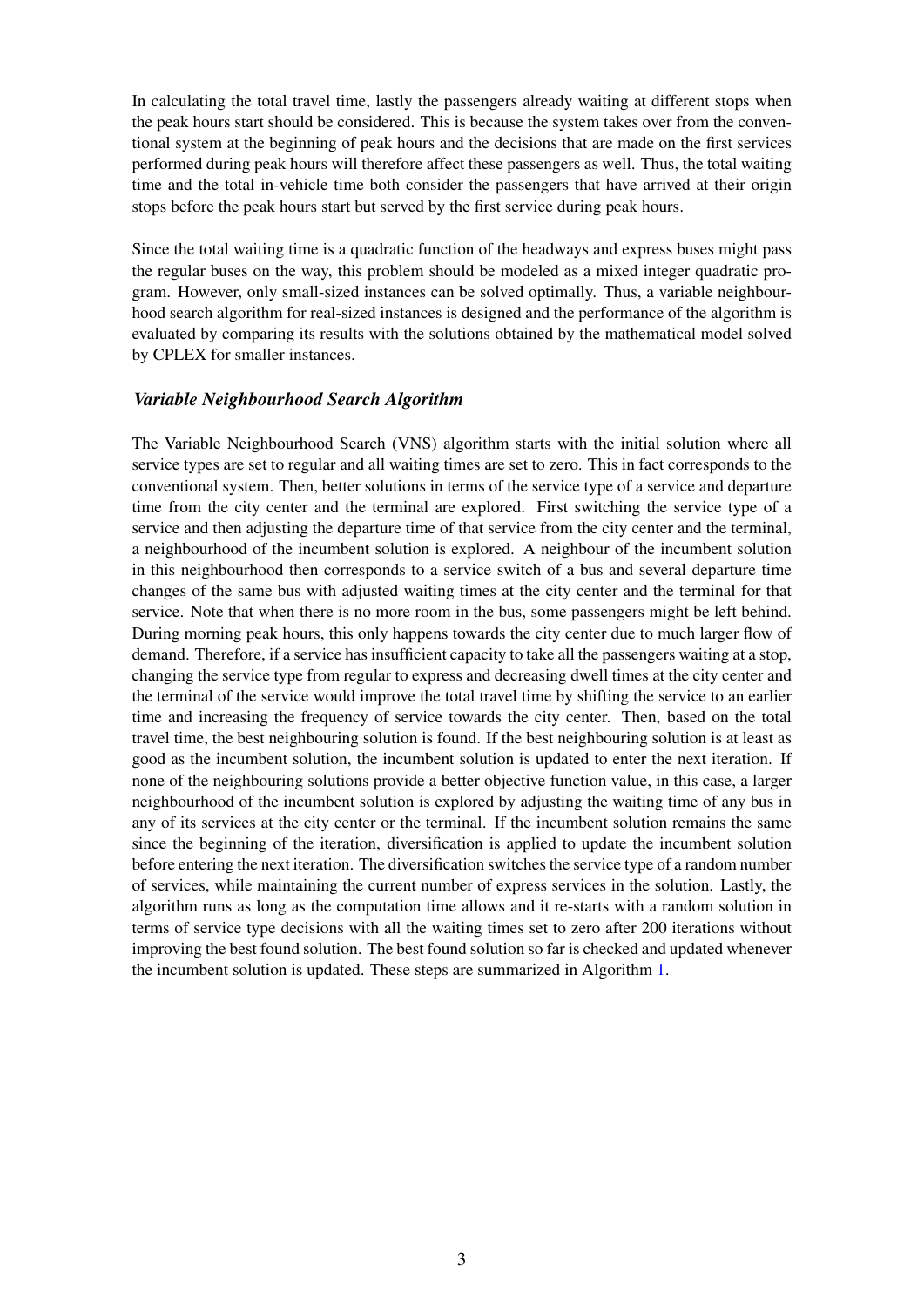In calculating the total travel time, lastly the passengers already waiting at different stops when the peak hours start should be considered. This is because the system takes over from the conventional system at the beginning of peak hours and the decisions that are made on the first services performed during peak hours will therefore affect these passengers as well. Thus, the total waiting time and the total in-vehicle time both consider the passengers that have arrived at their origin stops before the peak hours start but served by the first service during peak hours.

Since the total waiting time is a quadratic function of the headways and express buses might pass the regular buses on the way, this problem should be modeled as a mixed integer quadratic program. However, only small-sized instances can be solved optimally. Thus, a variable neighbourhood search algorithm for real-sized instances is designed and the performance of the algorithm is evaluated by comparing its results with the solutions obtained by the mathematical model solved by CPLEX for smaller instances.

### *Variable Neighbourhood Search Algorithm*

The Variable Neighbourhood Search (VNS) algorithm starts with the initial solution where all service types are set to regular and all waiting times are set to zero. This in fact corresponds to the conventional system. Then, better solutions in terms of the service type of a service and departure time from the city center and the terminal are explored. First switching the service type of a service and then adjusting the departure time of that service from the city center and the terminal, a neighbourhood of the incumbent solution is explored. A neighbour of the incumbent solution in this neighbourhood then corresponds to a service switch of a bus and several departure time changes of the same bus with adjusted waiting times at the city center and the terminal for that service. Note that when there is no more room in the bus, some passengers might be left behind. During morning peak hours, this only happens towards the city center due to much larger flow of demand. Therefore, if a service has insufficient capacity to take all the passengers waiting at a stop, changing the service type from regular to express and decreasing dwell times at the city center and the terminal of the service would improve the total travel time by shifting the service to an earlier time and increasing the frequency of service towards the city center. Then, based on the total travel time, the best neighbouring solution is found. If the best neighbouring solution is at least as good as the incumbent solution, the incumbent solution is updated to enter the next iteration. If none of the neighbouring solutions provide a better objective function value, in this case, a larger neighbourhood of the incumbent solution is explored by adjusting the waiting time of any bus in any of its services at the city center or the terminal. If the incumbent solution remains the same since the beginning of the iteration, diversification is applied to update the incumbent solution before entering the next iteration. The diversification switches the service type of a random number of services, while maintaining the current number of express services in the solution. Lastly, the algorithm runs as long as the computation time allows and it re-starts with a random solution in terms of service type decisions with all the waiting times set to zero after 200 iterations without improving the best found solution. The best found solution so far is checked and updated whenever the incumbent solution is updated. These steps are summarized in Algorithm 1.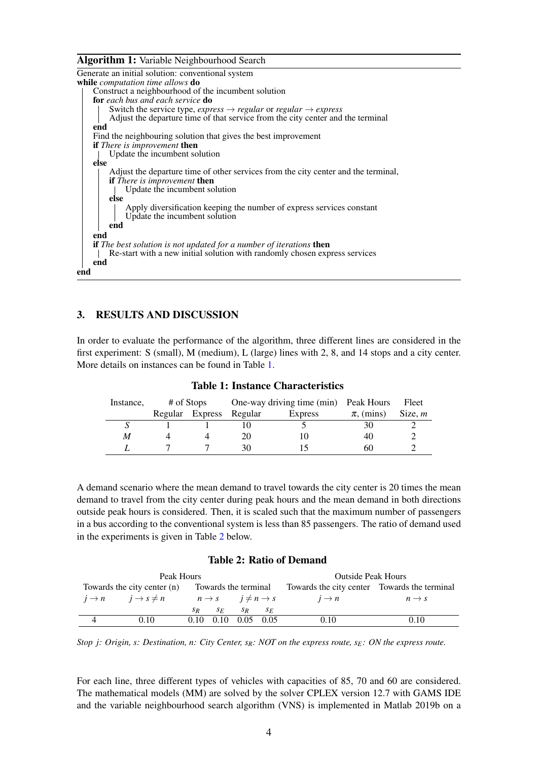**Algorithm 1:** Variable Neighbourhood Search

```
Generate an initial solution: conventional system
while computation time allows do
    Construct a neighbourhood of the incumbent solution
    for each bus and each service do
        Switch the service type, express → regular or regular → express
        Adjust the departure time of that service from the city center and the terminal
    end
    Find the neighbouring solution that gives the best improvement
    if There is improvement then
        Update the incumbent solution
    else
        Adjust the departure time of other services from the city center and the terminal,
        if There is improvement then
            Update the incumbent solution
        else
            Apply diversification keeping the number of express services constant
            Update the incumbent solution
        end
    end
    if The best solution is not updated for a number of iterations then
        Re-start with a new initial solution with randomly chosen express services
    end
end
```

## 3. RESULTS AND DISCUSSION

In order to evaluate the performance of the algorithm, three different lines are considered in the first experiment: S (small), M (medium), L (large) lines with 2, 8, and 14 stops and a city center. More details on instances can be found in Table 1.

**Table 1: Instance Characteristics**

| Instance, | # of Stops | | One-way driving time (min) | | Peak Hours | Fleet |
|---|---|---|---|---|---|---|
| | Regular | Express | Regular | Express | $\pi$, (mins) | Size, $m$ |
| $S$ | 1 | 1 | 10 | 5 | 30 | 2 |
| $M$ | 4 | 4 | 20 | 10 | 40 | 2 |
| $L$ | 7 | 7 | 30 | 15 | 60 | 2 |

A demand scenario where the mean demand to travel towards the city center is 20 times the mean demand to travel from the city center during peak hours and the mean demand in both directions outside peak hours is considered. Then, it is scaled such that the maximum number of passengers in a bus according to the conventional system is less than 85 passengers. The ratio of demand used in the experiments is given in Table 2 below.

**Table 2: Ratio of Demand**

| Peak Hours | | | | | | Outside Peak Hours | |
|---|---|---|---|---|---|---|---|
| Towards the city center (n) | | Towards the terminal | | | | Towards the city center | Towards the terminal |
| $j \to n$ | $j \to s \neq n$ | $n \to s$ | | $j \neq n \to s$ | | $j \to n$ | $n \to s$ |
| | | $s_R$ | $s_E$ | $s_R$ | $s_E$ | | |
| 4 | 0.10 | 0.10 | 0.10 | 0.05 | 0.05 | 0.10 | 0.10 |

*Stop $j$: Origin, $s$: Destination, $n$: City Center, $s_R$: NOT on the express route, $s_E$: ON the express route.*

For each line, three different types of vehicles with capacities of 85, 70 and 60 are considered. The mathematical models (MM) are solved by the solver CPLEX version 12.7 with GAMS IDE and the variable neighbourhood search algorithm (VNS) is implemented in Matlab 2019b on a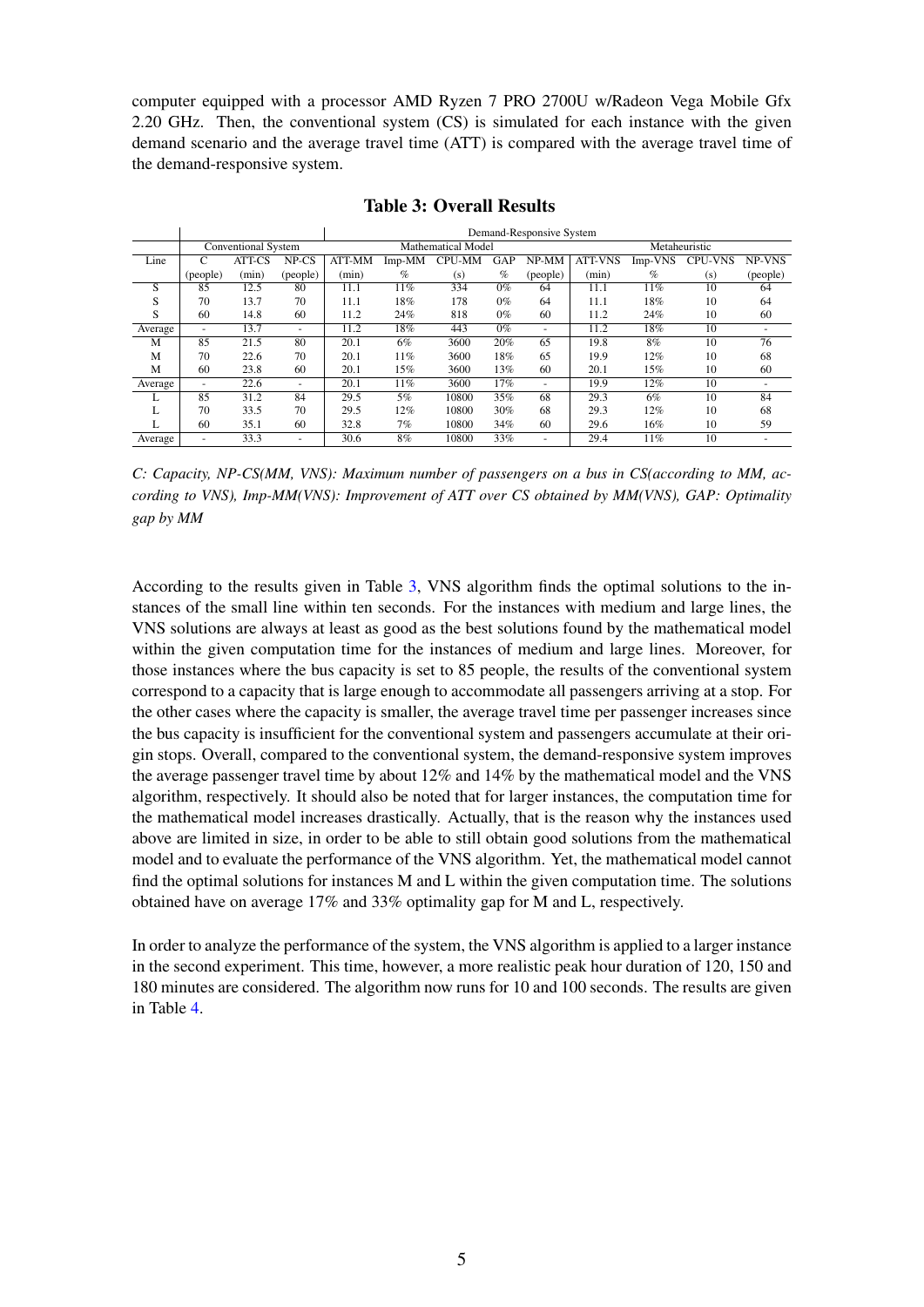computer equipped with a processor AMD Ryzen 7 PRO 2700U w/Radeon Vega Mobile Gfx 2.20 GHz. Then, the conventional system (CS) is simulated for each instance with the given demand scenario and the average travel time (ATT) is compared with the average travel time of the demand-responsive system.

**Table 3: Overall Results**

| | Conventional System | | | Demand-Responsive System | | | | | | | | |
|---|---|---|---|---|---|---|---|---|---|---|---|---|
| | | | | Mathematical Model | | | | | Metaheuristic | | | |
| Line | C | ATT-CS | NP-CS | ATT-MM | Imp-MM | CPU-MM | GAP | NP-MM | ATT-VNS | Imp-VNS | CPU-VNS | NP-VNS |
| | (people) | (min) | (people) | (min) | % | (s) | % | (people) | (min) | % | (s) | (people) |
| S | 85 | 12.5 | 80 | 11.1 | 11% | 334 | 0% | 64 | 11.1 | 11% | 10 | 64 |
| S | 70 | 13.7 | 70 | 11.1 | 18% | 178 | 0% | 64 | 11.1 | 18% | 10 | 64 |
| S | 60 | 14.8 | 60 | 11.2 | 24% | 818 | 0% | 60 | 11.2 | 24% | 10 | 60 |
| Average | - | 13.7 | - | 11.2 | 18% | 443 | 0% | - | 11.2 | 18% | 10 | - |
| M | 85 | 21.5 | 80 | 20.1 | 6% | 3600 | 20% | 65 | 19.8 | 8% | 10 | 76 |
| M | 70 | 22.6 | 70 | 20.1 | 11% | 3600 | 18% | 65 | 19.9 | 12% | 10 | 68 |
| M | 60 | 23.8 | 60 | 20.1 | 15% | 3600 | 13% | 60 | 20.1 | 15% | 10 | 60 |
| Average | - | 22.6 | - | 20.1 | 11% | 3600 | 17% | - | 19.9 | 12% | 10 | - |
| L | 85 | 31.2 | 84 | 29.5 | 5% | 10800 | 35% | 68 | 29.3 | 6% | 10 | 84 |
| L | 70 | 33.5 | 70 | 29.5 | 12% | 10800 | 30% | 68 | 29.3 | 12% | 10 | 68 |
| L | 60 | 35.1 | 60 | 32.8 | 7% | 10800 | 34% | 60 | 29.6 | 16% | 10 | 59 |
| Average | - | 33.3 | - | 30.6 | 8% | 10800 | 33% | - | 29.4 | 11% | 10 | - |

*C: Capacity, NP-CS(MM, VNS): Maximum number of passengers on a bus in CS(according to MM, according to VNS), Imp-MM(VNS): Improvement of ATT over CS obtained by MM(VNS), GAP: Optimality gap by MM*

According to the results given in Table 3, VNS algorithm finds the optimal solutions to the instances of the small line within ten seconds. For the instances with medium and large lines, the VNS solutions are always at least as good as the best solutions found by the mathematical model within the given computation time for the instances of medium and large lines. Moreover, for those instances where the bus capacity is set to 85 people, the results of the conventional system correspond to a capacity that is large enough to accommodate all passengers arriving at a stop. For the other cases where the capacity is smaller, the average travel time per passenger increases since the bus capacity is insufficient for the conventional system and passengers accumulate at their origin stops. Overall, compared to the conventional system, the demand-responsive system improves the average passenger travel time by about 12% and 14% by the mathematical model and the VNS algorithm, respectively. It should also be noted that for larger instances, the computation time for the mathematical model increases drastically. Actually, that is the reason why the instances used above are limited in size, in order to be able to still obtain good solutions from the mathematical model and to evaluate the performance of the VNS algorithm. Yet, the mathematical model cannot find the optimal solutions for instances M and L within the given computation time. The solutions obtained have on average 17% and 33% optimality gap for M and L, respectively.

In order to analyze the performance of the system, the VNS algorithm is applied to a larger instance in the second experiment. This time, however, a more realistic peak hour duration of 120, 150 and 180 minutes are considered. The algorithm now runs for 10 and 100 seconds. The results are given in Table 4.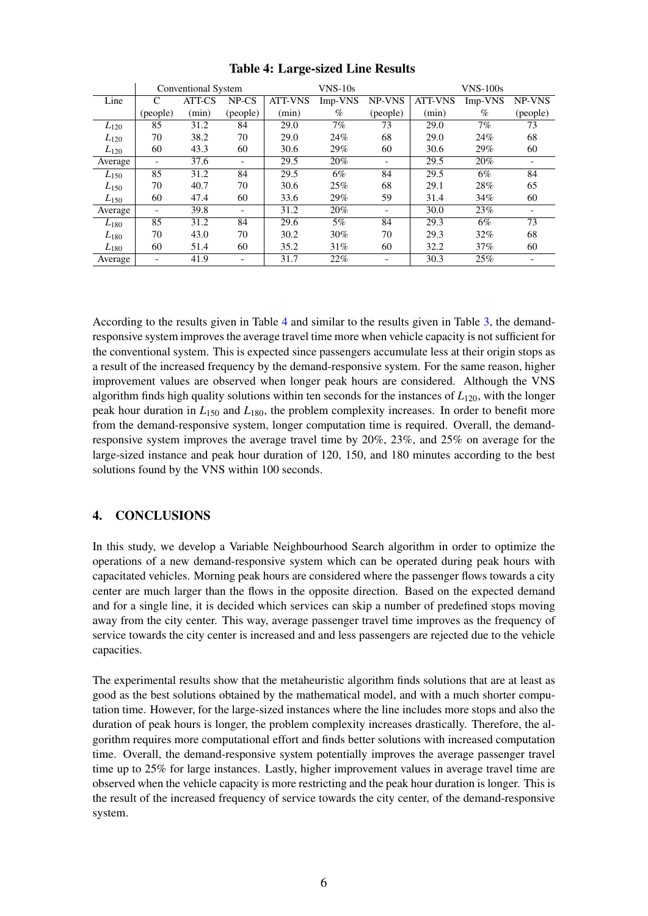**Table 4: Large-sized Line Results**

| | Conventional System | | | VNS-10s | | | VNS-100s | | |
|---|---|---|---|---|---|---|---|---|---|
| Line | C | ATT-CS | NP-CS | ATT-VNS | Imp-VNS | NP-VNS | ATT-VNS | Imp-VNS | NP-VNS |
| | (people) | (min) | (people) | (min) | % | (people) | (min) | % | (people) |
| $L_{120}$ | 85 | 31.2 | 84 | 29.0 | 7% | 73 | 29.0 | 7% | 73 |
| $L_{120}$ | 70 | 38.2 | 70 | 29.0 | 24% | 68 | 29.0 | 24% | 68 |
| $L_{120}$ | 60 | 43.3 | 60 | 30.6 | 29% | 60 | 30.6 | 29% | 60 |
| Average | - | 37.6 | - | 29.5 | 20% | - | 29.5 | 20% | - |
| $L_{150}$ | 85 | 31.2 | 84 | 29.5 | 6% | 84 | 29.5 | 6% | 84 |
| $L_{150}$ | 70 | 40.7 | 70 | 30.6 | 25% | 68 | 29.1 | 28% | 65 |
| $L_{150}$ | 60 | 47.4 | 60 | 33.6 | 29% | 59 | 31.4 | 34% | 60 |
| Average | - | 39.8 | - | 31.2 | 20% | - | 30.0 | 23% | - |
| $L_{180}$ | 85 | 31.2 | 84 | 29.6 | 5% | 84 | 29.3 | 6% | 73 |
| $L_{180}$ | 70 | 43.0 | 70 | 30.2 | 30% | 70 | 29.3 | 32% | 68 |
| $L_{180}$ | 60 | 51.4 | 60 | 35.2 | 31% | 60 | 32.2 | 37% | 60 |
| Average | - | 41.9 | - | 31.7 | 22% | - | 30.3 | 25% | - |

According to the results given in Table 4 and similar to the results given in Table 3, the demand-responsive system improves the average travel time more when vehicle capacity is not sufficient for the conventional system. This is expected since passengers accumulate less at their origin stops as a result of the increased frequency by the demand-responsive system. For the same reason, higher improvement values are observed when longer peak hours are considered. Although the VNS algorithm finds high quality solutions within ten seconds for the instances of $L_{120}$, with the longer peak hour duration in $L_{150}$ and $L_{180}$, the problem complexity increases. In order to benefit more from the demand-responsive system, longer computation time is required. Overall, the demand-responsive system improves the average travel time by 20%, 23%, and 25% on average for the large-sized instance and peak hour duration of 120, 150, and 180 minutes according to the best solutions found by the VNS within 100 seconds.

## 4. CONCLUSIONS

In this study, we develop a Variable Neighbourhood Search algorithm in order to optimize the operations of a new demand-responsive system which can be operated during peak hours with capacitated vehicles. Morning peak hours are considered where the passenger flows towards a city center are much larger than the flows in the opposite direction. Based on the expected demand and for a single line, it is decided which services can skip a number of predefined stops moving away from the city center. This way, average passenger travel time improves as the frequency of service towards the city center is increased and and less passengers are rejected due to the vehicle capacities.

The experimental results show that the metaheuristic algorithm finds solutions that are at least as good as the best solutions obtained by the mathematical model, and with a much shorter computation time. However, for the large-sized instances where the line includes more stops and also the duration of peak hours is longer, the problem complexity increases drastically. Therefore, the algorithm requires more computational effort and finds better solutions with increased computation time. Overall, the demand-responsive system potentially improves the average passenger travel time up to 25% for large instances. Lastly, higher improvement values in average travel time are observed when the vehicle capacity is more restricting and the peak hour duration is longer. This is the result of the increased frequency of service towards the city center, of the demand-responsive system.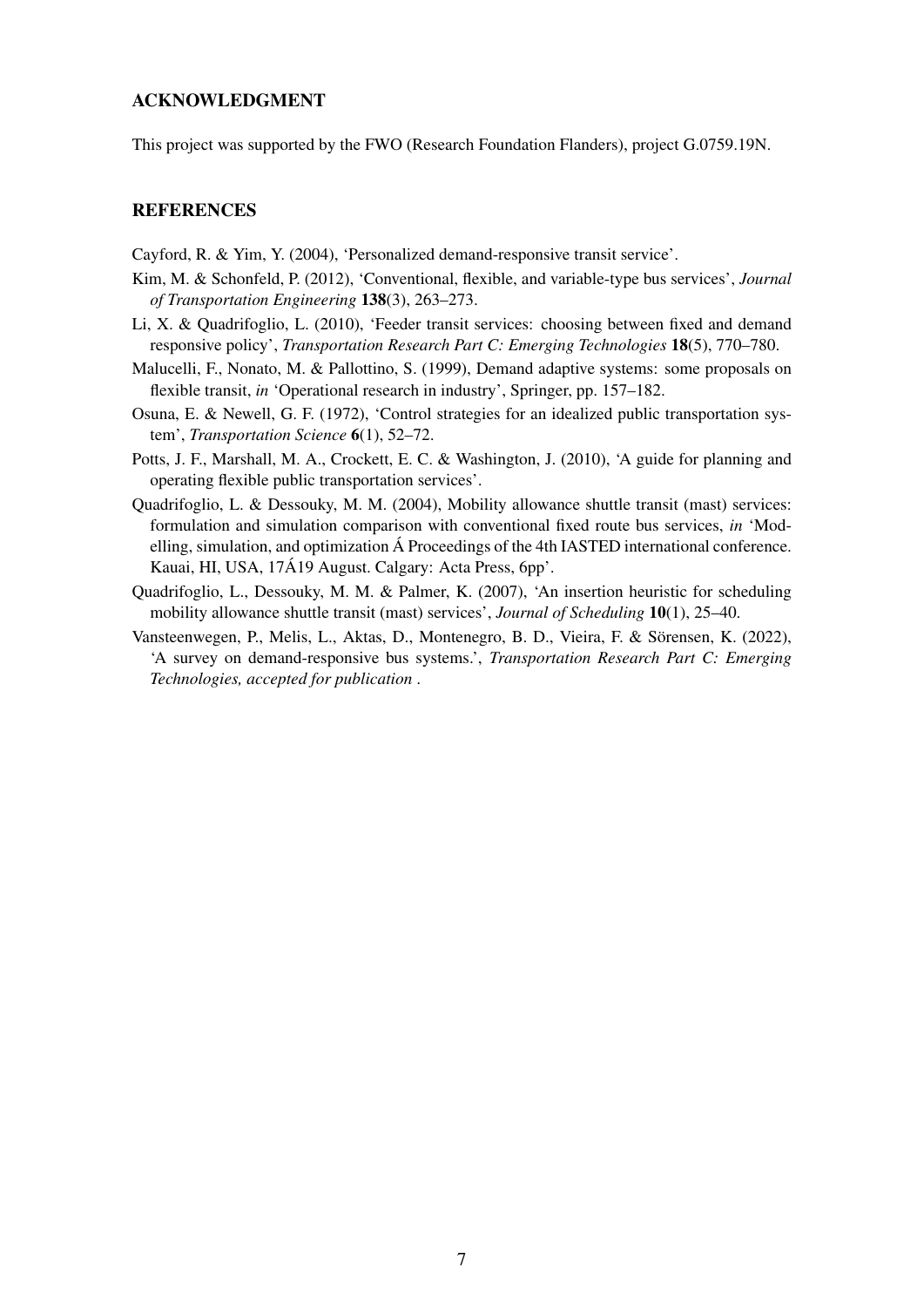## ACKNOWLEDGMENT

This project was supported by the FWO (Research Foundation Flanders), project G.0759.19N.

## REFERENCES

Cayford, R. & Yim, Y. (2004), 'Personalized demand-responsive transit service'.

Kim, M. & Schonfeld, P. (2012), 'Conventional, flexible, and variable-type bus services', *Journal of Transportation Engineering* **138**(3), 263–273.

Li, X. & Quadrifoglio, L. (2010), 'Feeder transit services: choosing between fixed and demand responsive policy', *Transportation Research Part C: Emerging Technologies* **18**(5), 770–780.

Malucelli, F., Nonato, M. & Pallottino, S. (1999), Demand adaptive systems: some proposals on flexible transit, *in* 'Operational research in industry', Springer, pp. 157–182.

Osuna, E. & Newell, G. F. (1972), 'Control strategies for an idealized public transportation system', *Transportation Science* **6**(1), 52–72.

Potts, J. F., Marshall, M. A., Crockett, E. C. & Washington, J. (2010), 'A guide for planning and operating flexible public transportation services'.

Quadrifoglio, L. & Dessouky, M. M. (2004), Mobility allowance shuttle transit (mast) services: formulation and simulation comparison with conventional fixed route bus services, *in* 'Modelling, simulation, and optimization Á Proceedings of the 4th IASTED international conference. Kauai, HI, USA, 17Á19 August. Calgary: Acta Press, 6pp'.

Quadrifoglio, L., Dessouky, M. M. & Palmer, K. (2007), 'An insertion heuristic for scheduling mobility allowance shuttle transit (mast) services', *Journal of Scheduling* **10**(1), 25–40.

Vansteenwegen, P., Melis, L., Aktas, D., Montenegro, B. D., Vieira, F. & Sörensen, K. (2022), 'A survey on demand-responsive bus systems.', *Transportation Research Part C: Emerging Technologies, accepted for publication* .